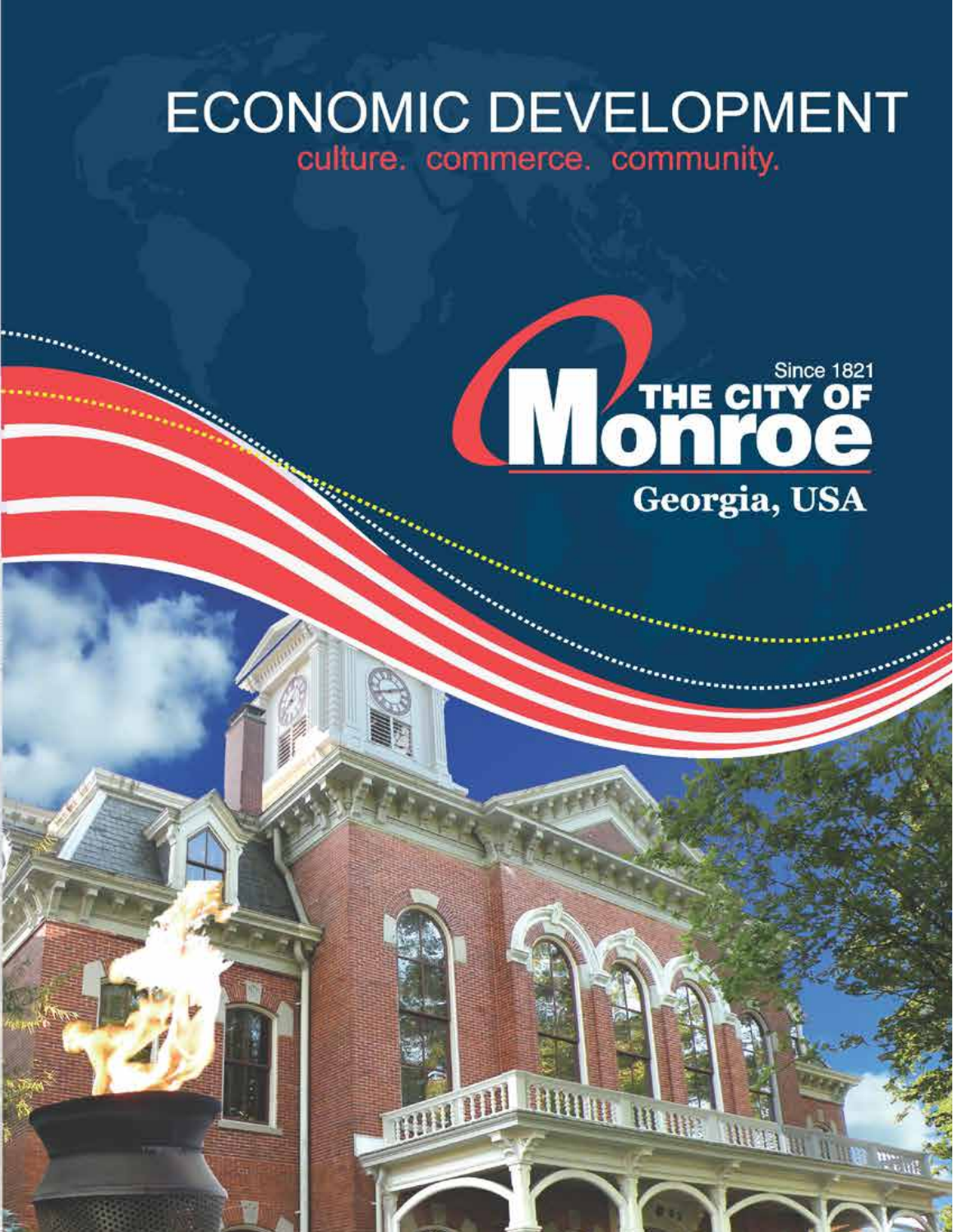# ECONOMIC DEVELOPMENT

culture. commerce. community.

Since 1821

THE CITY OF Monroe

Georgia, USA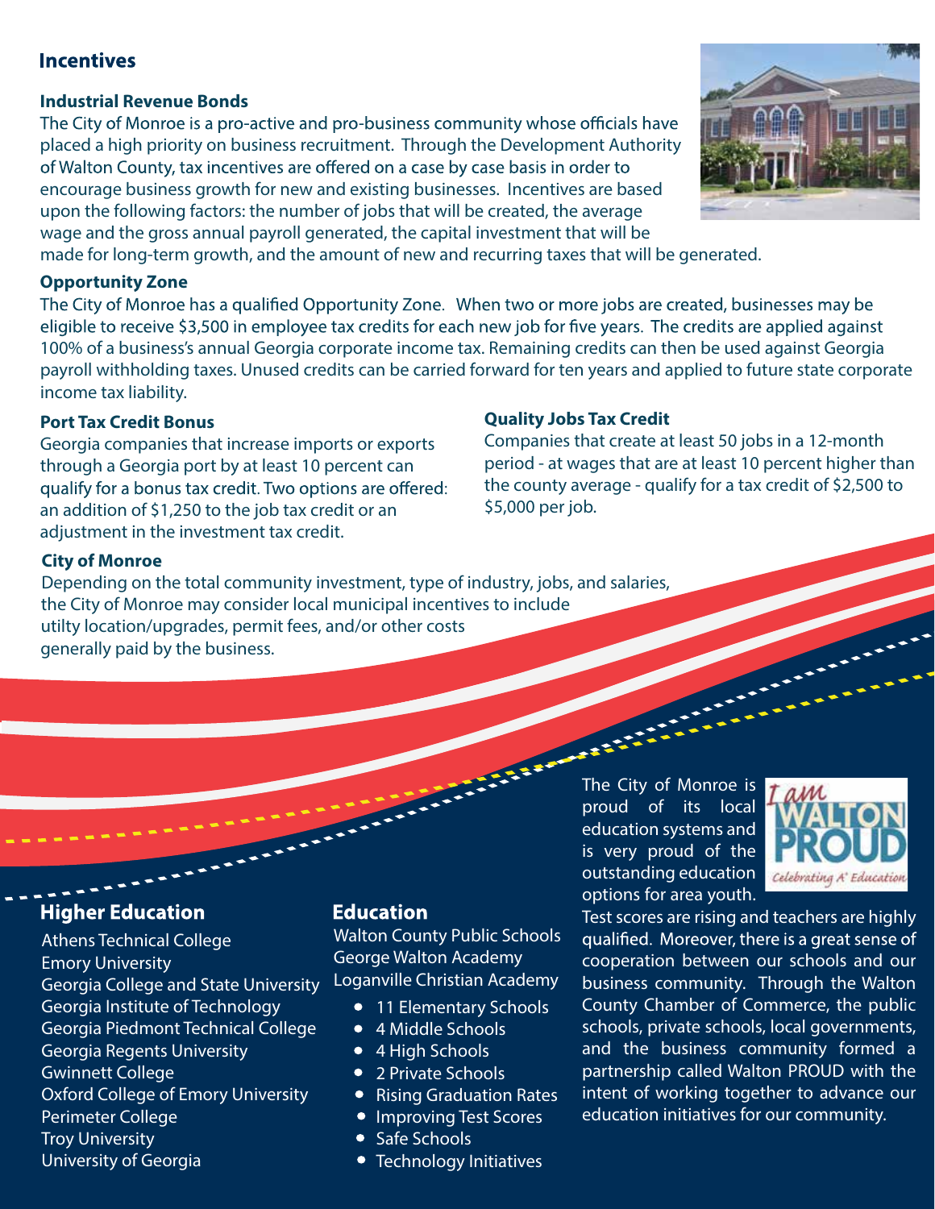## Incentives

### Industrial Revenue Bonds

The City of Monroe is a pro-active and pro-business community whose officials have placed a high priority on business recruitment. Through the Development Authority of Walton County, tax incentives are offered on a case by case basis in order to encourage business growth for new and existing businesses. Incentives are based upon the following factors: the number of jobs that will be created, the average wage and the gross annual payroll generated, the capital investment that will be made for long-term growth, and the amount of new and recurring taxes that will be generated.

### Opportunity Zone

The City of Monroe has a qualified Opportunity Zone. When two or more jobs are created, businesses may be eligible to receive $3,500 in employee tax credits for each new job for five years. The credits are applied against 100% of a business's annual Georgia corporate income tax. Remaining credits can then be used against Georgia payroll withholding taxes. Unused credits can be carried forward for ten years and applied to future state corporate income tax liability.

### Port Tax Credit Bonus

Georgia companies that increase imports or exports through a Georgia port by at least 10 percent can qualify for a bonus tax credit. Two options are offered: an addition of $1,250 to the job tax credit or an adjustment in the investment tax credit.

### Quality Jobs Tax Credit

Companies that create at least 50 jobs in a 12-month period - at wages that are at least 10 percent higher than the county average - qualify for a tax credit of $2,500 to $5,000 per job.

### City of Monroe

Depending on the total community investment, type of industry, jobs, and salaries, the City of Monroe may consider local municipal incentives to include utilty location/upgrades, permit fees, and/or other costs generally paid by the business.

## Higher Education

Athens Technical College
Emory University
Georgia College and State University
Georgia Institute of Technology
Georgia Piedmont Technical College
Georgia Regents University
Gwinnett College
Oxford College of Emory University
Perimeter College
Troy University
University of Georgia

## Education

Walton County Public Schools
George Walton Academy
Loganville Christian Academy

- 11 Elementary Schools
- 4 Middle Schools
- 4 High Schools
- 2 Private Schools
- Rising Graduation Rates
- Improving Test Scores
- Safe Schools
- Technology Initiatives

The City of Monroe is proud of its local education systems and is very proud of the outstanding education options for area youth. Test scores are rising and teachers are highly qualified. Moreover, there is a great sense of cooperation between our schools and our business community. Through the Walton County Chamber of Commerce, the public schools, private schools, local governments, and the business community formed a partnership called Walton PROUD with the intent of working together to advance our education initiatives for our community.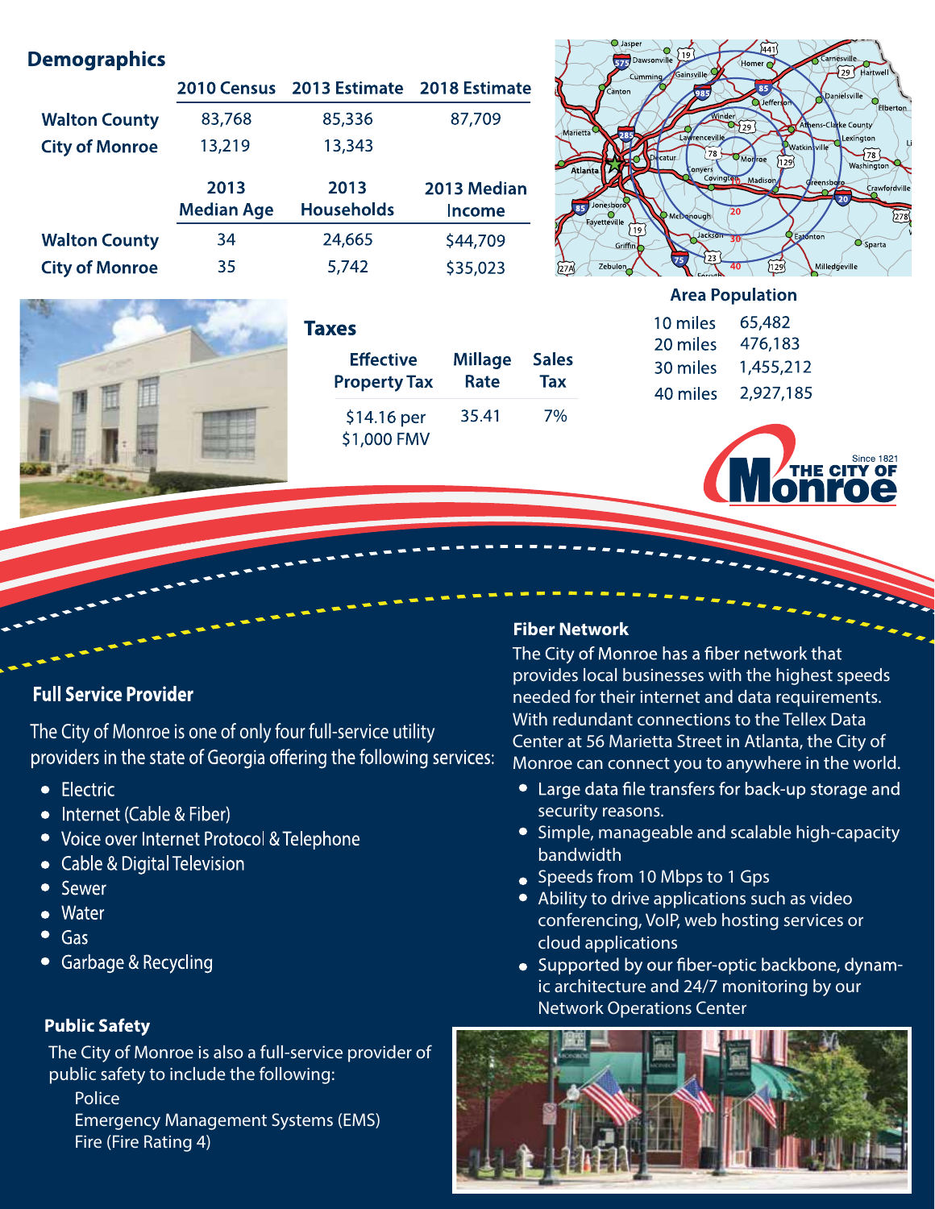## Demographics

| | 2010 Census | 2013 Estimate | 2018 Estimate |
|---|---|---|---|
| Walton County | 83,768 | 85,336 | 87,709 |
| City of Monroe | 13,219 | 13,343 | |

| | 2013 Median Age | 2013 Households | 2013 Median Income |
|---|---|---|---|
| Walton County | 34 | 24,665 | $44,709 |
| City of Monroe | 35 | 5,742 | $35,023 |

## Taxes

| Effective Property Tax | Millage Rate | Sales Tax |
|---|---|---|
| $14.16 per $1,000 FMV | 35.41 | 7% |

## Area Population

| | |
|---|---|
| 10 miles | 65,482 |
| 20 miles | 476,183 |
| 30 miles | 1,455,212 |
| 40 miles | 2,927,185 |

THE CITY OF Monroe — Since 1821

## Full Service Provider

The City of Monroe is one of only four full-service utility providers in the state of Georgia offering the following services:

- Electric
- Internet (Cable & Fiber)
- Voice over Internet Protocol & Telephone
- Cable & Digital Television
- Sewer
- Water
- Gas
- Garbage & Recycling

## Public Safety

The City of Monroe is also a full-service provider of public safety to include the following:

Police
Emergency Management Systems (EMS)
Fire (Fire Rating 4)

## Fiber Network

The City of Monroe has a fiber network that provides local businesses with the highest speeds needed for their internet and data requirements. With redundant connections to the Tellex Data Center at 56 Marietta Street in Atlanta, the City of Monroe can connect you to anywhere in the world.

- Large data file transfers for back-up storage and security reasons.
- Simple, manageable and scalable high-capacity bandwidth
- Speeds from 10 Mbps to 1 Gps
- Ability to drive applications such as video conferencing, VoIP, web hosting services or cloud applications
- Supported by our fiber-optic backbone, dynamic architecture and 24/7 monitoring by our Network Operations Center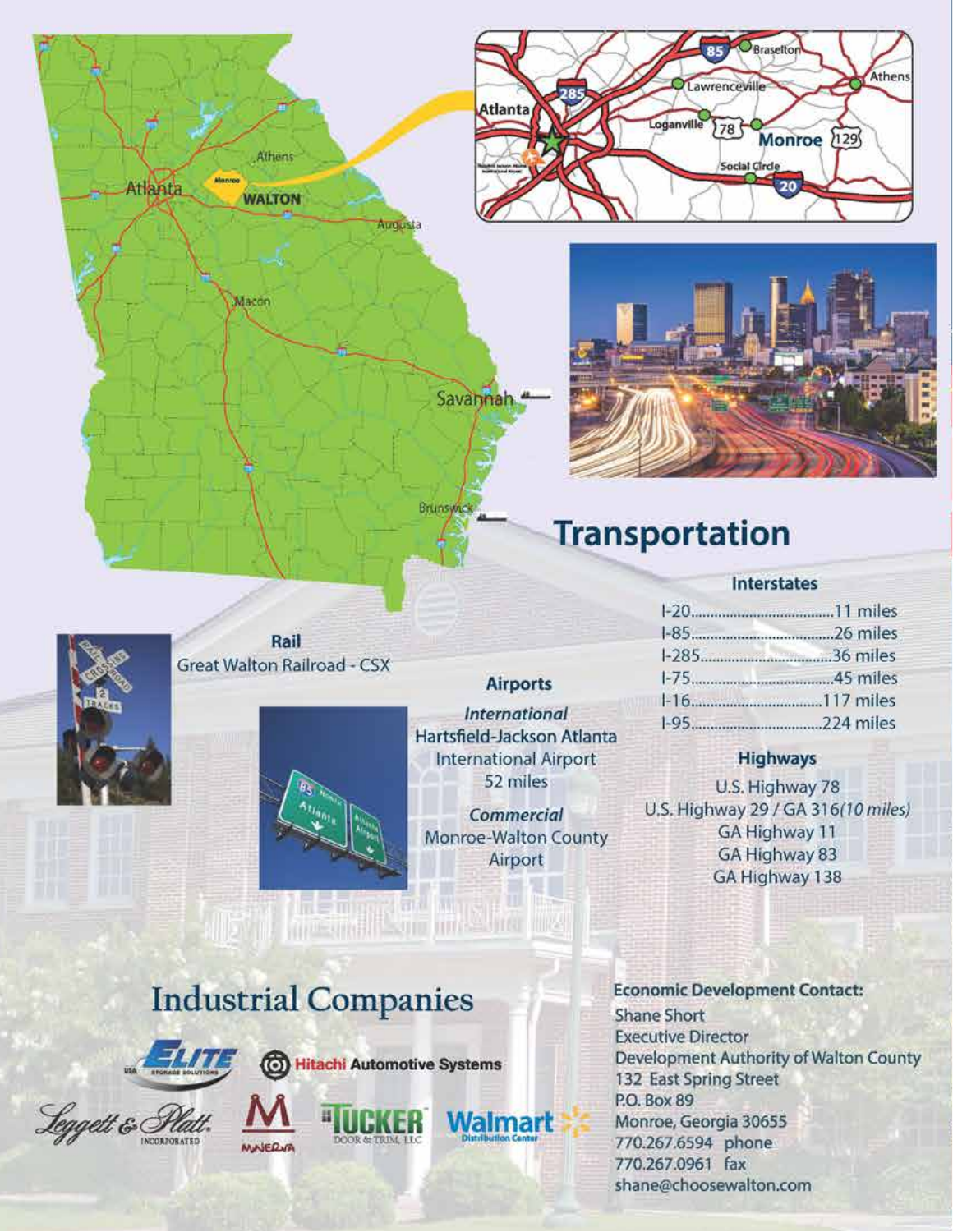# Transportation

### Interstates

| | |
|---|---|
| I-20 | 11 miles |
| I-85 | 26 miles |
| I-285 | 36 miles |
| I-75 | 45 miles |
| I-16 | 117 miles |
| I-95 | 224 miles |

### Highways

U.S. Highway 78
U.S. Highway 29 / GA 316 *(10 miles)*
GA Highway 11
GA Highway 83
GA Highway 138

### Rail

Great Walton Railroad - CSX

### Airports

*International*
Hartsfield-Jackson Atlanta International Airport
52 miles

*Commercial*
Monroe-Walton County Airport

## Industrial Companies

Elite Storage Solutions
Hitachi Automotive Systems
Leggett & Platt Incorporated
Minerva
Tucker Door & Trim, LLC
Walmart Distribution Center

**Economic Development Contact:**

Shane Short
Executive Director
Development Authority of Walton County
132 East Spring Street
P.O. Box 89
Monroe, Georgia 30655
770.267.6594 phone
770.267.0961 fax
shane@choosewalton.com